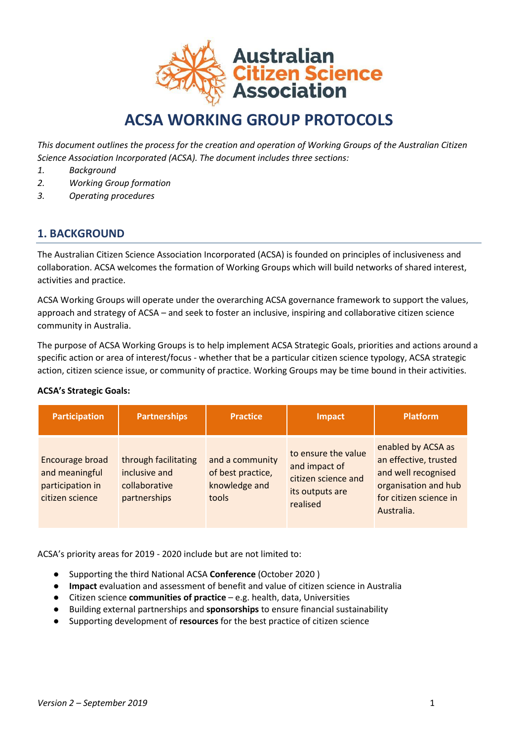# ACSA WORKING GROUP PROTOCOLS

*This document outlines the process for the creation and operation of Working Groups of the Australian Citizen Science Association Incorporated (ACSA). The document includes three sections:*

1. *Background*
2. *Working Group formation*
3. *Operating procedures*

## 1. BACKGROUND

The Australian Citizen Science Association Incorporated (ACSA) is founded on principles of inclusiveness and collaboration. ACSA welcomes the formation of Working Groups which will build networks of shared interest, activities and practice.

ACSA Working Groups will operate under the overarching ACSA governance framework to support the values, approach and strategy of ACSA – and seek to foster an inclusive, inspiring and collaborative citizen science community in Australia.

The purpose of ACSA Working Groups is to help implement ACSA Strategic Goals, priorities and actions around a specific action or area of interest/focus - whether that be a particular citizen science typology, ACSA strategic action, citizen science issue, or community of practice. Working Groups may be time bound in their activities.

**ACSA's Strategic Goals:**

| Participation | Partnerships | Practice | Impact | Platform |
|---|---|---|---|---|
| Encourage broad and meaningful participation in citizen science | through facilitating inclusive and collaborative partnerships | and a community of best practice, knowledge and tools | to ensure the value and impact of citizen science and its outputs are realised | enabled by ACSA as an effective, trusted and well recognised organisation and hub for citizen science in Australia. |

ACSA's priority areas for 2019 - 2020 include but are not limited to:

- Supporting the third National ACSA **Conference** (October 2020 )
- **Impact** evaluation and assessment of benefit and value of citizen science in Australia
- Citizen science **communities of practice** – e.g. health, data, Universities
- Building external partnerships and **sponsorships** to ensure financial sustainability
- Supporting development of **resources** for the best practice of citizen science

*Version 2 – September 2019*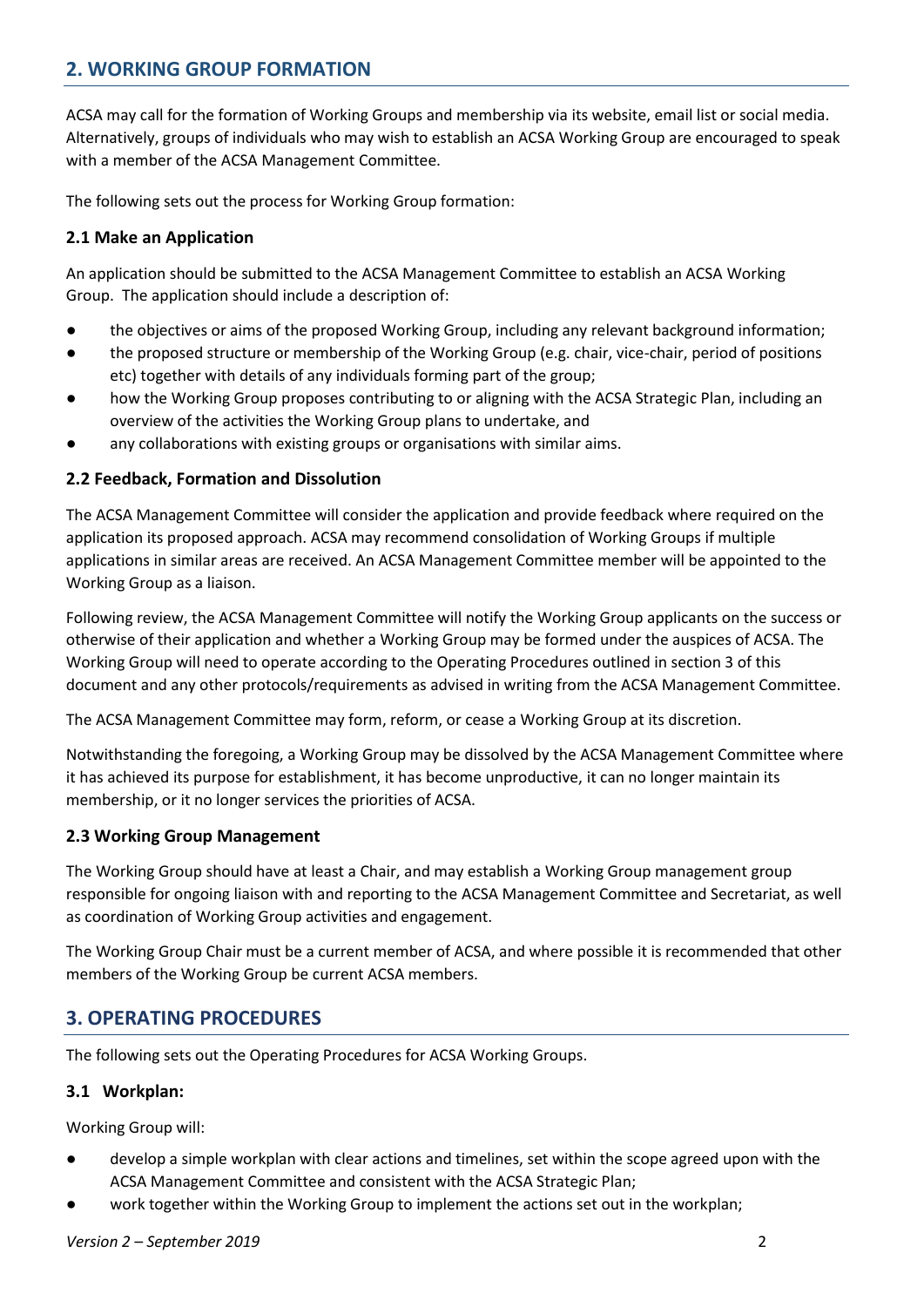## 2. WORKING GROUP FORMATION

ACSA may call for the formation of Working Groups and membership via its website, email list or social media. Alternatively, groups of individuals who may wish to establish an ACSA Working Group are encouraged to speak with a member of the ACSA Management Committee.

The following sets out the process for Working Group formation:

### 2.1 Make an Application

An application should be submitted to the ACSA Management Committee to establish an ACSA Working Group. The application should include a description of:

- the objectives or aims of the proposed Working Group, including any relevant background information;
- the proposed structure or membership of the Working Group (e.g. chair, vice-chair, period of positions etc) together with details of any individuals forming part of the group;
- how the Working Group proposes contributing to or aligning with the ACSA Strategic Plan, including an overview of the activities the Working Group plans to undertake, and
- any collaborations with existing groups or organisations with similar aims.

### 2.2 Feedback, Formation and Dissolution

The ACSA Management Committee will consider the application and provide feedback where required on the application its proposed approach. ACSA may recommend consolidation of Working Groups if multiple applications in similar areas are received. An ACSA Management Committee member will be appointed to the Working Group as a liaison.

Following review, the ACSA Management Committee will notify the Working Group applicants on the success or otherwise of their application and whether a Working Group may be formed under the auspices of ACSA. The Working Group will need to operate according to the Operating Procedures outlined in section 3 of this document and any other protocols/requirements as advised in writing from the ACSA Management Committee.

The ACSA Management Committee may form, reform, or cease a Working Group at its discretion.

Notwithstanding the foregoing, a Working Group may be dissolved by the ACSA Management Committee where it has achieved its purpose for establishment, it has become unproductive, it can no longer maintain its membership, or it no longer services the priorities of ACSA.

### 2.3 Working Group Management

The Working Group should have at least a Chair, and may establish a Working Group management group responsible for ongoing liaison with and reporting to the ACSA Management Committee and Secretariat, as well as coordination of Working Group activities and engagement.

The Working Group Chair must be a current member of ACSA, and where possible it is recommended that other members of the Working Group be current ACSA members.

## 3. OPERATING PROCEDURES

The following sets out the Operating Procedures for ACSA Working Groups.

### 3.1 Workplan:

Working Group will:

- develop a simple workplan with clear actions and timelines, set within the scope agreed upon with the ACSA Management Committee and consistent with the ACSA Strategic Plan;
- work together within the Working Group to implement the actions set out in the workplan;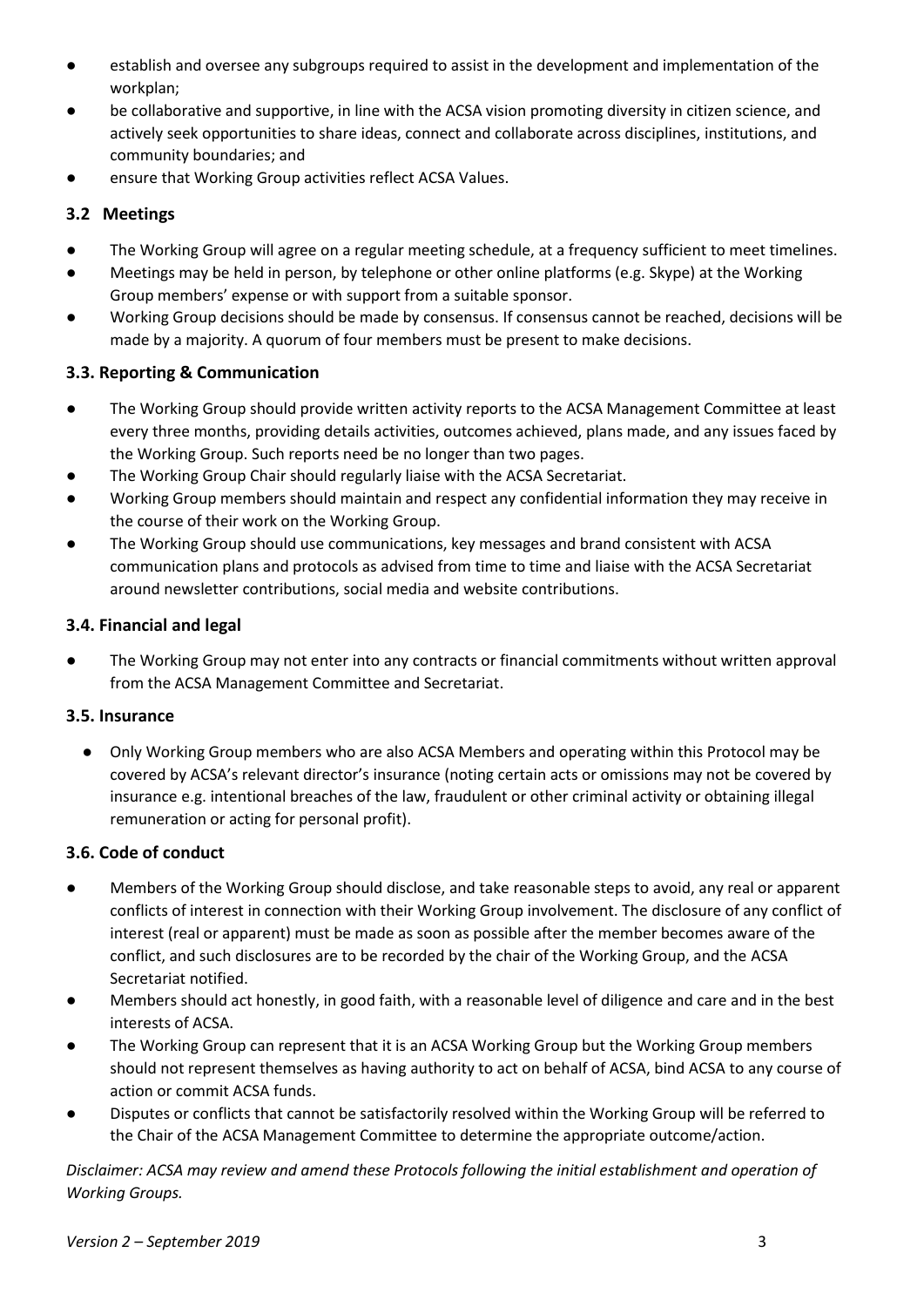- establish and oversee any subgroups required to assist in the development and implementation of the workplan;
- be collaborative and supportive, in line with the ACSA vision promoting diversity in citizen science, and actively seek opportunities to share ideas, connect and collaborate across disciplines, institutions, and community boundaries; and
- ensure that Working Group activities reflect ACSA Values.

### 3.2 Meetings

- The Working Group will agree on a regular meeting schedule, at a frequency sufficient to meet timelines.
- Meetings may be held in person, by telephone or other online platforms (e.g. Skype) at the Working Group members' expense or with support from a suitable sponsor.
- Working Group decisions should be made by consensus. If consensus cannot be reached, decisions will be made by a majority. A quorum of four members must be present to make decisions.

### 3.3. Reporting & Communication

- The Working Group should provide written activity reports to the ACSA Management Committee at least every three months, providing details activities, outcomes achieved, plans made, and any issues faced by the Working Group. Such reports need be no longer than two pages.
- The Working Group Chair should regularly liaise with the ACSA Secretariat.
- Working Group members should maintain and respect any confidential information they may receive in the course of their work on the Working Group.
- The Working Group should use communications, key messages and brand consistent with ACSA communication plans and protocols as advised from time to time and liaise with the ACSA Secretariat around newsletter contributions, social media and website contributions.

### 3.4. Financial and legal

- The Working Group may not enter into any contracts or financial commitments without written approval from the ACSA Management Committee and Secretariat.

### 3.5. Insurance

- Only Working Group members who are also ACSA Members and operating within this Protocol may be covered by ACSA's relevant director's insurance (noting certain acts or omissions may not be covered by insurance e.g. intentional breaches of the law, fraudulent or other criminal activity or obtaining illegal remuneration or acting for personal profit).

### 3.6. Code of conduct

- Members of the Working Group should disclose, and take reasonable steps to avoid, any real or apparent conflicts of interest in connection with their Working Group involvement. The disclosure of any conflict of interest (real or apparent) must be made as soon as possible after the member becomes aware of the conflict, and such disclosures are to be recorded by the chair of the Working Group, and the ACSA Secretariat notified.
- Members should act honestly, in good faith, with a reasonable level of diligence and care and in the best interests of ACSA.
- The Working Group can represent that it is an ACSA Working Group but the Working Group members should not represent themselves as having authority to act on behalf of ACSA, bind ACSA to any course of action or commit ACSA funds.
- Disputes or conflicts that cannot be satisfactorily resolved within the Working Group will be referred to the Chair of the ACSA Management Committee to determine the appropriate outcome/action.

*Disclaimer: ACSA may review and amend these Protocols following the initial establishment and operation of Working Groups.*

*Version 2 – September 2019*